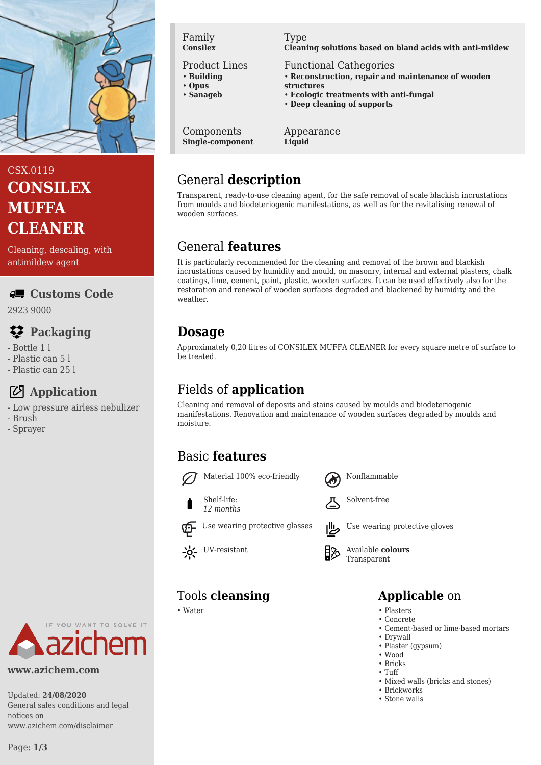CSX.0119

# CONSILEX MUFFA CLEANER

Cleaning, descaling, with antimildew agent

## Customs Code

2923 9000

## Packaging

- Bottle 1 l
- Plastic can 5 l
- Plastic can 25 l

## Application

- Low pressure airless nebulizer
- Brush
- Sprayer

IF YOU WANT TO SOLVE IT
azichem

**www.azichem.com**

Updated: **24/08/2020**
General sales conditions and legal notices on www.azichem.com/disclaimer

| Family | Type |
|---|---|
| **Consilex** | **Cleaning solutions based on bland acids with anti-mildew** |

| Product Lines | Functional Cathegories |
|---|---|
| • **Building**<br>• **Opus**<br>• **Sanageb** | • **Reconstruction, repair and maintenance of wooden structures**<br>• **Ecologic treatments with anti-fungal**<br>• **Deep cleaning of supports** |

| Components | Appearance |
|---|---|
| **Single-component** | **Liquid** |

## General **description**

Transparent, ready-to-use cleaning agent, for the safe removal of scale blackish incrustations from moulds and biodeteriogenic manifestations, as well as for the revitalising renewal of wooden surfaces.

## General **features**

It is particularly recommended for the cleaning and removal of the brown and blackish incrustations caused by humidity and mould, on masonry, internal and external plasters, chalk coatings, lime, cement, paint, plastic, wooden surfaces. It can be used effectively also for the restoration and renewal of wooden surfaces degraded and blackened by humidity and the weather.

## **Dosage**

Approximately 0,20 litres of CONSILEX MUFFA CLEANER for every square metre of surface to be treated.

## Fields of **application**

Cleaning and removal of deposits and stains caused by moulds and biodeteriogenic manifestations. Renovation and maintenance of wooden surfaces degraded by moulds and moisture.

## Basic **features**

- Material 100% eco-friendly
- Nonflammable
- Shelf-life: *12 months*
- Solvent-free
- Use wearing protective glasses
- Use wearing protective gloves
- UV-resistant
- Available **colours** Transparent

## Tools **cleansing**

• Water

## **Applicable** on

• Plasters
• Concrete
• Cement-based or lime-based mortars
• Drywall
• Plaster (gypsum)
• Wood
• Bricks
• Tuff
• Mixed walls (bricks and stones)
• Brickworks
• Stone walls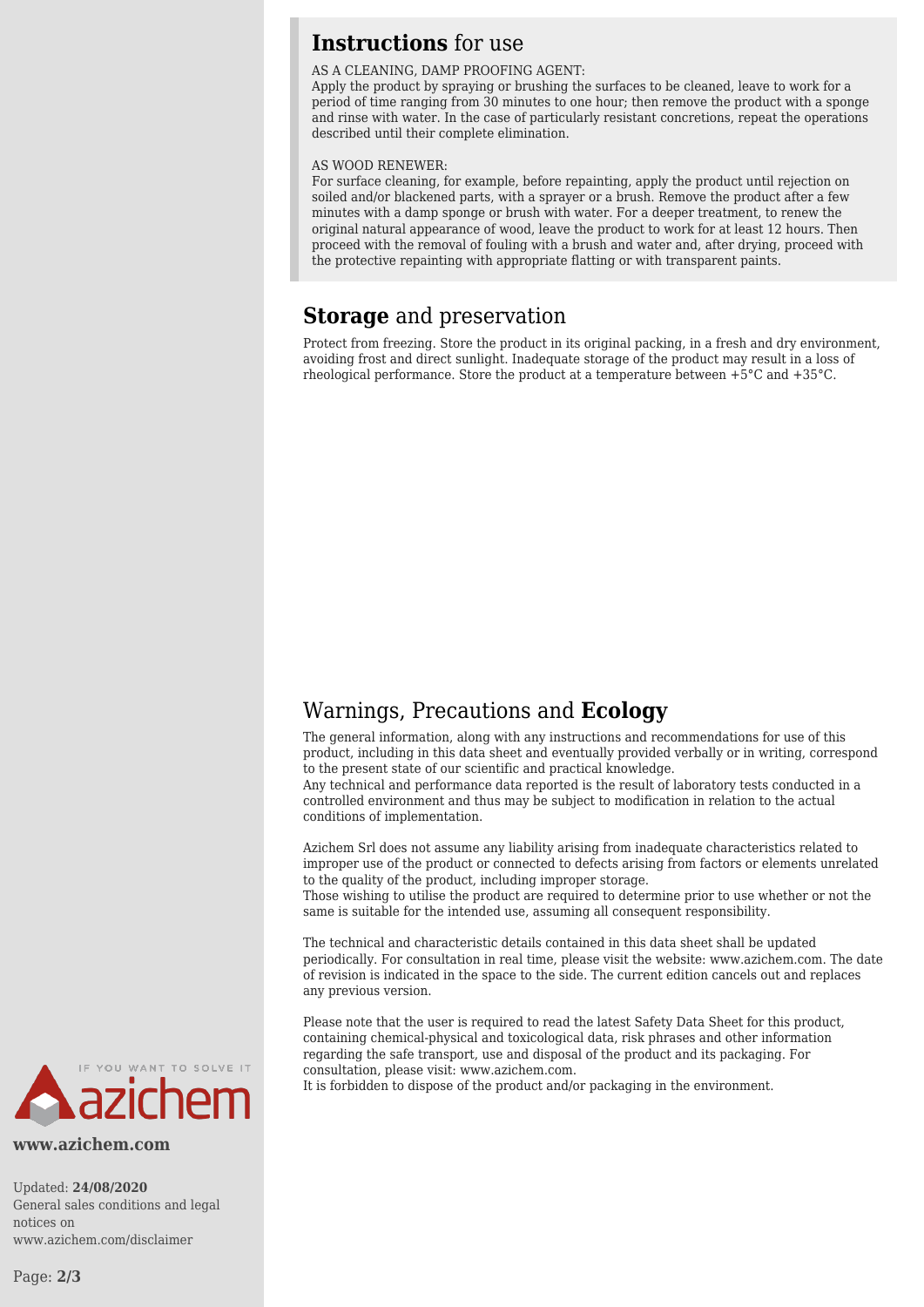## **Instructions** for use

AS A CLEANING, DAMP PROOFING AGENT:
Apply the product by spraying or brushing the surfaces to be cleaned, leave to work for a period of time ranging from 30 minutes to one hour; then remove the product with a sponge and rinse with water. In the case of particularly resistant concretions, repeat the operations described until their complete elimination.

AS WOOD RENEWER:
For surface cleaning, for example, before repainting, apply the product until rejection on soiled and/or blackened parts, with a sprayer or a brush. Remove the product after a few minutes with a damp sponge or brush with water. For a deeper treatment, to renew the original natural appearance of wood, leave the product to work for at least 12 hours. Then proceed with the removal of fouling with a brush and water and, after drying, proceed with the protective repainting with appropriate flatting or with transparent paints.

## **Storage** and preservation

Protect from freezing. Store the product in its original packing, in a fresh and dry environment, avoiding frost and direct sunlight. Inadequate storage of the product may result in a loss of rheological performance. Store the product at a temperature between +5°C and +35°C.

## Warnings, Precautions and **Ecology**

The general information, along with any instructions and recommendations for use of this product, including in this data sheet and eventually provided verbally or in writing, correspond to the present state of our scientific and practical knowledge.
Any technical and performance data reported is the result of laboratory tests conducted in a controlled environment and thus may be subject to modification in relation to the actual conditions of implementation.

Azichem Srl does not assume any liability arising from inadequate characteristics related to improper use of the product or connected to defects arising from factors or elements unrelated to the quality of the product, including improper storage.
Those wishing to utilise the product are required to determine prior to use whether or not the same is suitable for the intended use, assuming all consequent responsibility.

The technical and characteristic details contained in this data sheet shall be updated periodically. For consultation in real time, please visit the website: www.azichem.com. The date of revision is indicated in the space to the side. The current edition cancels out and replaces any previous version.

Please note that the user is required to read the latest Safety Data Sheet for this product, containing chemical-physical and toxicological data, risk phrases and other information regarding the safe transport, use and disposal of the product and its packaging. For consultation, please visit: www.azichem.com.
It is forbidden to dispose of the product and/or packaging in the environment.

IF YOU WANT TO SOLVE IT azichem

**www.azichem.com**

Updated: **24/08/2020**
General sales conditions and legal notices on www.azichem.com/disclaimer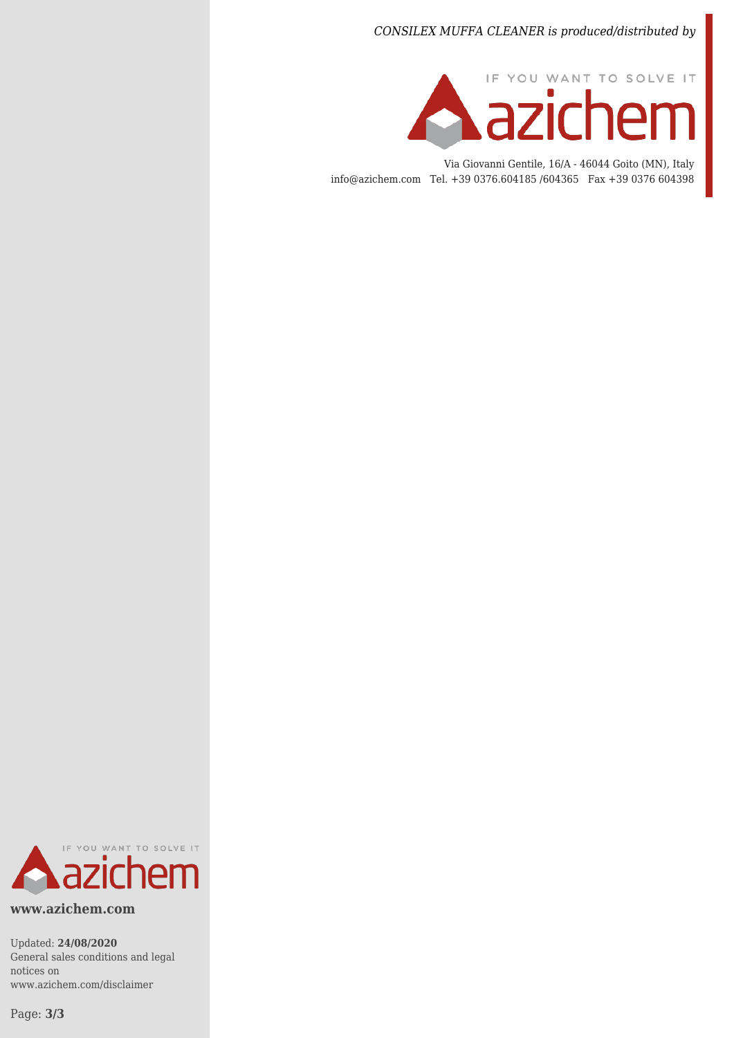*CONSILEX MUFFA CLEANER is produced/distributed by*

IF YOU WANT TO SOLVE IT

azichem

Via Giovanni Gentile, 16/A - 46044 Goito (MN), Italy
info@azichem.com   Tel. +39 0376.604185 /604365   Fax +39 0376 604398

IF YOU WANT TO SOLVE IT

azichem

**www.azichem.com**

Updated: **24/08/2020**
General sales conditions and legal notices on www.azichem.com/disclaimer